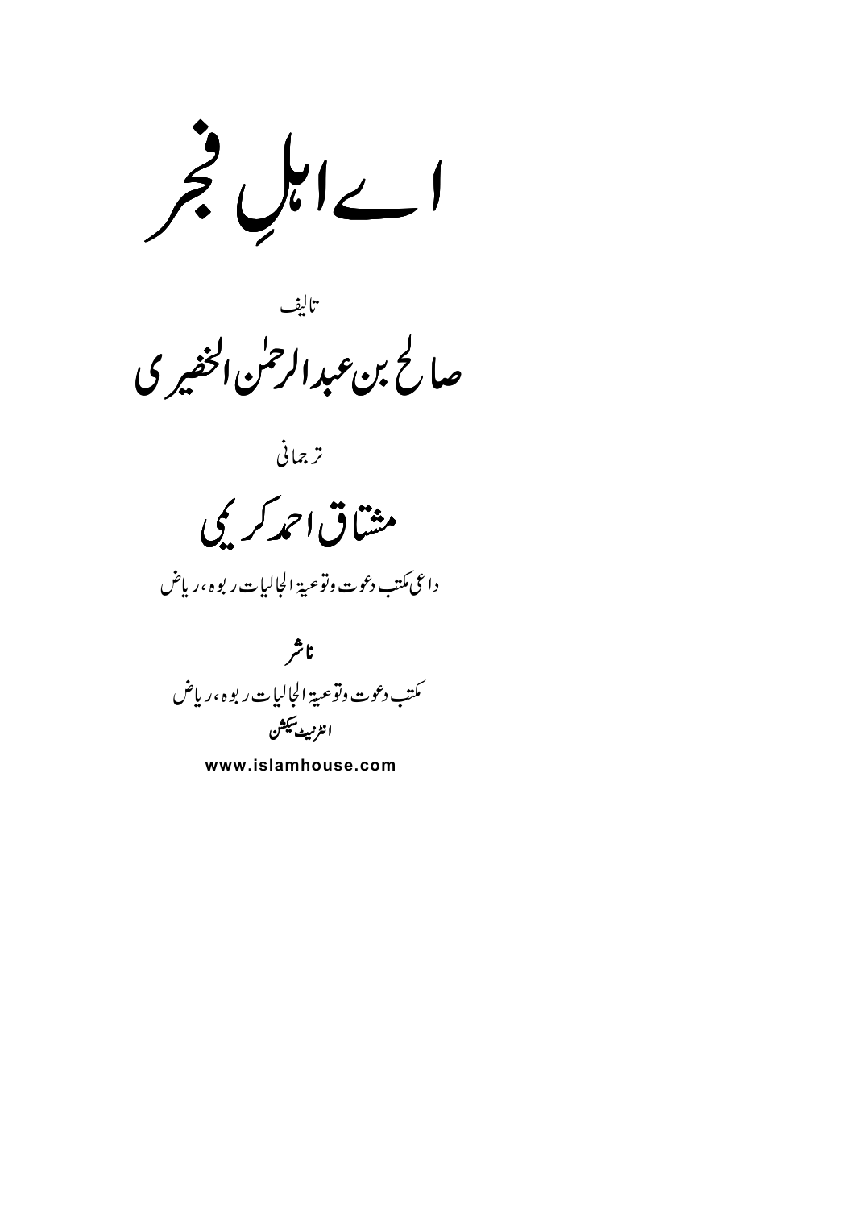# اے اہلِ فجر

تالیف

## صالح بن عبدالرحمٰن الخضیری

ترجمانی

## مشتاق احمد کریمی

داعی مکتب دعوت وتوعیۃ الجالیات ربوہ، ریاض

**ناشر**

مکتب دعوت وتوعیۃ الجالیات ربوہ، ریاض

**انٹرنیٹ ایڈیشن**

**www.islamhouse.com**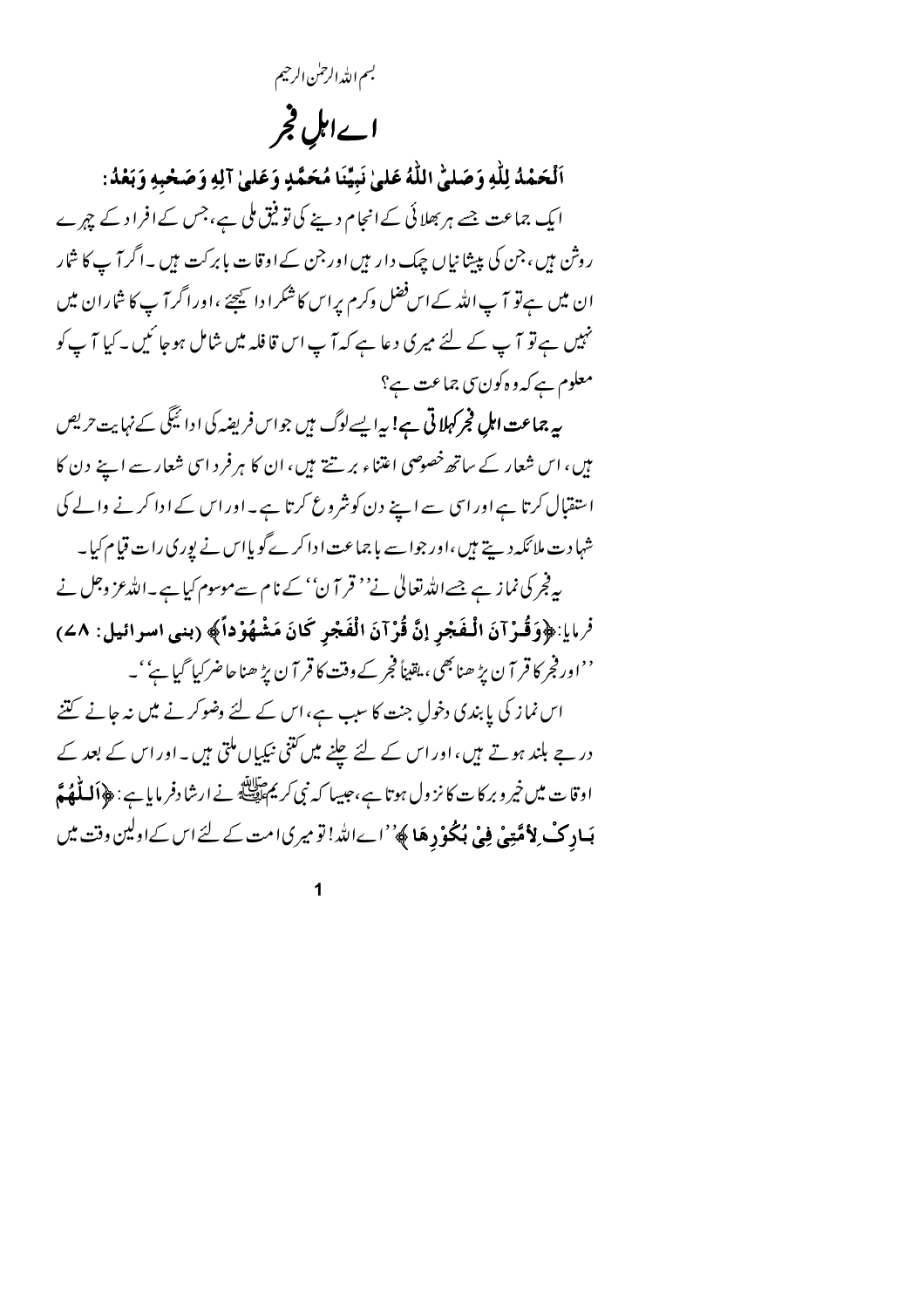بسم اللہ الرحمٰن الرحیم

# اے اہلِ فجر

**اَلْحَمْدُ لِلّٰهِ وَصَلَّى اللّٰهُ عَلىٰ نَبِيِّنَا مُحَمَّدٍ وَعَلىٰ آلِهِ وَصَحْبِهِ وَبَعْدُ:**

ایک جماعت جسے ہر بھلائی کے انجام دینے کی توفیق ملی ہے، جس کے افراد کے چہرے روشن ہیں، جن کی پیشانیاں چمک دار ہیں اور جن کے اوقات بابرکت ہیں۔ اگر آپ کا شمار ان میں ہے تو آپ اللہ کے اس فضل وکرم پر اس کا شکر ادا کیجئے، اور اگر آپ کا شمار ان میں نہیں ہے تو آپ کے لئے میری دعا ہے کہ آپ اس قافلہ میں شامل ہوجائیں۔ کیا آپ کو معلوم ہے کہ وہ کون سی جماعت ہے؟

**یہ جماعت اہلِ فجر کہلاتی ہے!** یہ ایسے لوگ ہیں جو اس فریضہ کی ادائیگی کے نہایت حریص ہیں، اس شعار کے ساتھ خصوصی اعتناء برتتے ہیں، ان کا ہر فرد اسی شعار سے اپنے دن کا استقبال کرتا ہے اور اسی سے اپنے دن کو شروع کرتا ہے۔ اور اس کے ادا کرنے والے کی شہادت ملائکہ دیتے ہیں، اور جو اسے باجماعت ادا کرے گویا اس نے پوری رات قیام کیا۔

یہ فجر کی نماز ہے جسے اللہ تعالیٰ نے ''قرآن'' کے نام سے موسوم کیا ہے۔ اللہ عزوجل نے فرمایا: **﴿وَقُرْآنَ الْفَجْرِ إِنَّ قُرْآنَ الْفَجْرِ كَانَ مَشْهُوْداً﴾ (بنی اسرائیل: ۷۸)** ''اور فجر کا قرآن پڑھنا بھی، یقیناً فجر کے وقت کا قرآن پڑھنا حاضر کیا گیا ہے''۔

اس نماز کی پابندی دخولِ جنت کا سبب ہے، اس کے لئے وضو کرنے میں نہ جانے کتنے درجے بلند ہوتے ہیں، اور اس کے لئے چلنے میں کتنی نیکیاں ملتی ہیں۔ اور اس کے بعد کے اوقات میں خیر و برکات کا نزول ہوتا ہے، جیسا کہ نبی کریم ﷺ نے ارشاد فرمایا ہے: **﴿اَللّٰهُمَّ بَارِكْ لِأُمَّتِيْ فِيْ بُكُوْرِهَا﴾** ''اے اللہ! تو میری امت کے لئے اس کے اولین وقت میں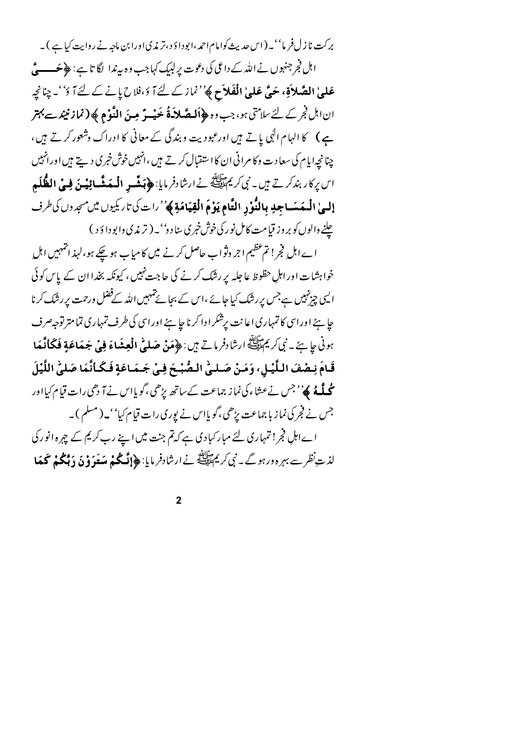برکت نازل فرما''۔ (اس حدیث کو امام احمد، ابوداؤد، ترمذی اور ابن ماجہ نے روایت کیا ہے)۔

اہل فجر جنہوں نے اللہ کے داعی کی دعوت پر لبیک کہا جب وہ یہ ندا لگاتا ہے: ﴿حَيَّ عَلىٰ الصَّلاَةِ، حَيَّ عَلىٰ الْفَلاَحِ﴾ ''نماز کے لئے آؤ، فلاح پانے کے لئے آؤ''۔ چنانچہ ان اہل فجر کے لئے سلامتی ہو، جب وہ ﴿اَلصَّلاَةُ خَيْرٌ مِنَ النَّوْمِ﴾ (نماز نیند سے بہتر ہے) کا الہام الٰہی پاتے ہیں اور عبودیت وبندگی کے معانی کا ادراک وشعور کرتے ہیں، چنانچہ ایام کی سعادت وکامرانی ان کا استقبال کرتے ہیں، انہیں خوش خبری دیتے ہیں اور انہیں اس پر کاربند کرتے ہیں۔ نبی کریم ﷺ نے ارشاد فرمایا: ﴿بَشِّرِ الْمَشَّائِيْنَ فِيْ الظُّلَمِ إِلىٰ الْمَسَاجِدِ بِالنُّوْرِ التَّامِ يَوْمَ الْقِيَامَةِ﴾ ''رات کی تاریکیوں میں مسجدوں کی طرف چلنے والوں کو بروز قیامت کامل نور کی خوش خبری سنادو''۔ (ترمذی وابوداؤد)

اے اہل فجر! تم عظیم اجر وثواب حاصل کرنے میں کامیاب ہو چکے ہو، لہذا تمہیں اہل خواہشات اور اہل حظوظ عاجلہ پر رشک کرنے کی حاجت نہیں، کیونکہ بخدا ان کے پاس کوئی ایسی چیز نہیں ہے جس پر رشک کیا جائے، اس کے بجائے تمہیں اللہ کے فضل ورحمت پر رشک کرنا چاہئے اور اسی کا تمہاری اعانت پر شکر ادا کرنا چاہئے اور اسی کی طرف تمہاری تمام تر توجہ صرف ہونی چاہئے۔ نبی کریم ﷺ ارشاد فرماتے ہیں: ﴿مَنْ صَلىّٰ الْعِشَاءَ فِيْ جَمَاعَةٍ فَكَأَنَّمَا قَامَ نِصْفَ اللَّيْلِ، وَمَنْ صَلىّٰ الصُّبْحَ فِيْ جَمَاعَةٍ فَكَأَنَّمَا صَلىّٰ اللَّيْلَ كُلَّهُ﴾ ''جس نے عشاء کی نماز جماعت کے ساتھ پڑھی، گویا اس نے آدھی رات قیام کیا اور جس نے فجر کی نماز باجماعت پڑھی، گویا اس نے پوری رات قیام کیا''۔ (مسلم)۔

اے اہل فجر! تمہاری لئے مبارکبادی ہے کہ تم جنت میں اپنے رب کریم کے چہرہ انور کی لذت نظر سے بہرہ ور ہوگے۔ نبی کریم ﷺ نے ارشاد فرمایا: ﴿إِنَّكُمْ سَتَرَوْنَ رَبَّكُمْ كَمَا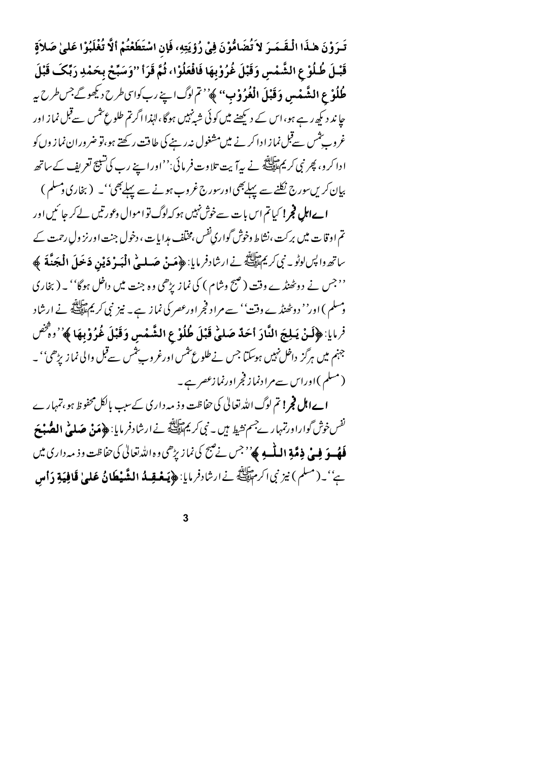**تَـرَوْنَ هـٰذَا الْـقَـمَـرَ لاَ تُضَامُّوْنَ فِيْ رُؤْيَتِهِ، فَإِنِ اسْتَطَعْتُمْ أَلاَّ تُغْلَبُوْا عَلىٰ صَلاَةٍ قَبْـلَ طُـلُوْعِ الشَّمْسِ وَقَبْلَ غُرُوْبِهَا فَافْعَلُوْا، ثُمَّ قَرَأَ "وَسَبِّحْ بِحَمْدِ رَبِّکَ قَبْلَ طُلُوْعِ الشَّمْسِ وَقَبْلَ الْغُرُوْبِ"** ﴾ ''تم لوگ اپنے رب کو اسی طرح دیکھو گے جس طرح یہ چاند دیکھ رہے ہو، اس کے دیکھنے میں کوئی شبہ نہیں ہوگا، لہٰذا اگر تم طلوعِ شمس سے قبل نماز اور غروبِ شمس سے قبل نماز ادا کرنے میں مشغول نہ رہنے کی طاقت رکھتے ہو، تو ضرور ان نمازوں کو ادا کرو، پھر نبی کریم ﷺ نے یہ آیت تلاوت فرمائی: ''اور اپنے رب کی تسبیح تعریف کے ساتھ بیان کریں سورج نکلنے سے پہلے بھی اور سورج غروب ہونے سے پہلے بھی''۔ (بخاری ومسلم)

**اے اہلِ فجر!** کیا تم اس بات سے خوش نہیں ہو کہ لوگ تو اموال وعورتیں لے کر جائیں اور تم اوقات میں برکت، نشاط وخوش گوارئ نفس، مختلف ہدایات، دخولِ جنت اور نزولِ رحمت کے ساتھ واپس لوٹو۔ نبی کریم ﷺ نے ارشاد فرمایا: ﴿**مَنْ صَـلـّٰى الْبَـرْدَيْنِ دَخَلَ الْجَنَّةَ**﴾ ''جس نے دو ٹھنڈے وقت (صبح وشام) کی نماز پڑھی وہ جنت میں داخل ہوگا''۔ (بخاری ومسلم) اور ''دو ٹھنڈے وقت'' سے مراد فجر اور عصر کی نماز ہے۔ نیز نبی کریم ﷺ نے ارشاد فرمایا: ﴿**لَـنْ يَـلِجَ النَّارَ أَحَدٌ صَلىّٰ قَبْلَ طُلُوْعِ الشَّمْسِ وَقَبْلَ غُرُوْبِهَا**﴾ ''وہ شخص جہنم میں ہرگز داخل نہیں ہوسکتا جس نے طلوعِ شمس اور غروبِ شمس سے قبل والی نماز پڑھی''۔ (مسلم) اور اس سے مراد نماز فجر اور نماز عصر ہے۔

**اے اہلِ فجر!** تم لوگ اللہ تعالیٰ کی حفاظت وذمہ داری کے سبب بالکل محفوظ ہو، تمہارے نفس خوش گوار اور تمہارے جسم نشیط ہیں۔ نبی کریم ﷺ نے ارشاد فرمایا: ﴿**مَنْ صَلىّٰ الصُّبْحَ فَهُـوَ فِـيْ ذِمَّةِ الـلّٰـهِ**﴾ ''جس نے صبح کی نماز پڑھی وہ اللہ تعالیٰ کی حفاظت وذمہ داری میں ہے''۔ (مسلم) نیز نبی اکرم ﷺ نے ارشاد فرمایا: ﴿**يَـعْـقِـدُ الشَّيْطَانُ عَلىٰ قَافِيَةِ رَأْسِ**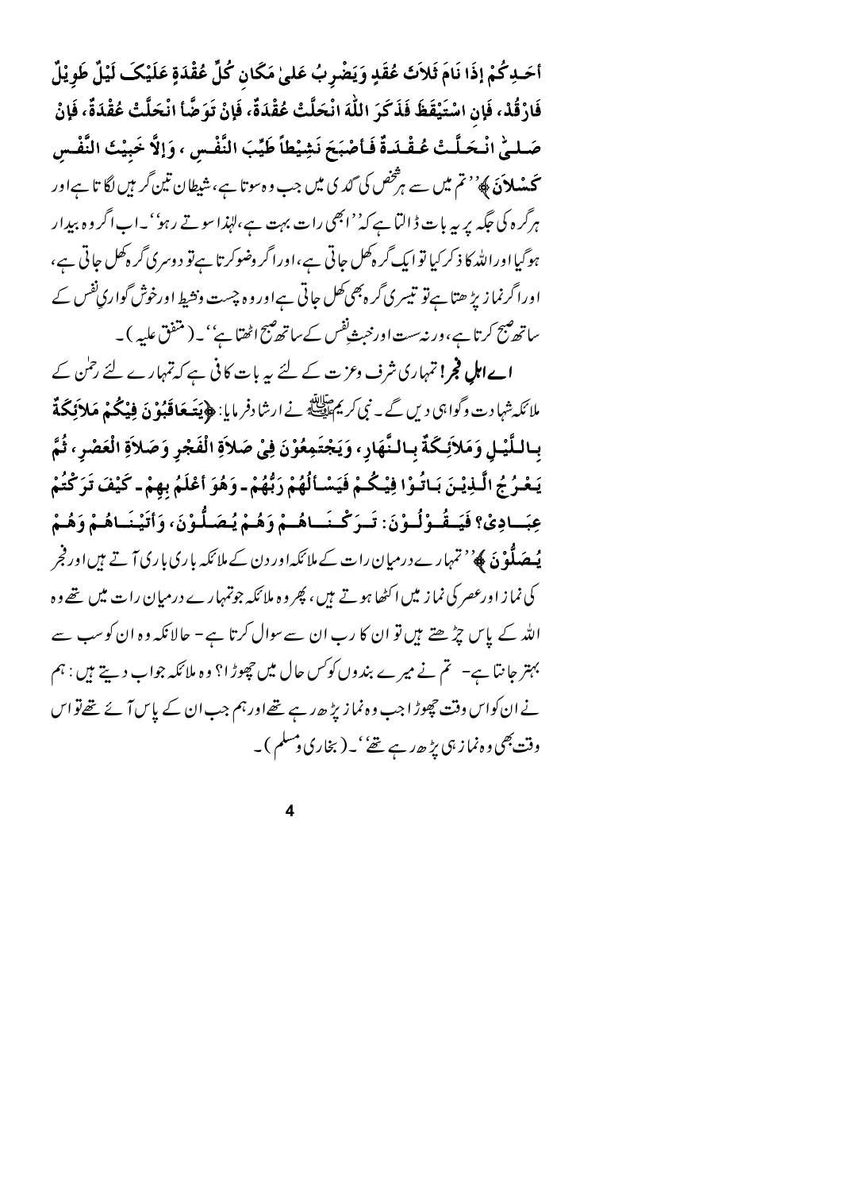أَحَدِكُمْ إِذَا نَامَ ثَلاَثَ عُقَدٍ وَيَضْرِبُ عَلىٰ مَكَانِ كُلِّ عُقْدَةٍ عَلَيْكَ لَيْلٌ طَوِيْلٌ فَارْقُدْ، فَإِنِ اسْتَيْقَظَ فَذَكَرَ اللّٰهَ انْحَلَّتْ عُقْدَةٌ، فَإِنْ تَوَضَّأَ انْحَلَّتْ عُقْدَةٌ، فَإِنْ صَلىٰ انْحَلَّتْ عُقْدَةٌ فَأَصْبَحَ نَشِيْطاً طَيِّبَ النَّفْسِ ، وَإِلاَّ خَبِيْثَ النَّفْسِ كَسْلاَنَ ﴾ ''تم میں سے ہر شخص کی گدی میں جب وہ سوتا ہے، شیطان تین گرہیں لگا تا ہے اور ہر گرہ کی جگہ پر یہ بات ڈالتا ہے کہ ''ابھی رات بہت ہے، لہٰذا سوتے رہو''۔ اب اگر وہ بیدار ہوگیا اور اللہ کا ذکر کیا تو ایک گرہ کھل جاتی ہے، اور اگر وضو کرتا ہے تو دوسری گرہ کھل جاتی ہے، اور اگر نماز پڑھتا ہے تو تیسری گرہ بھی کھل جاتی ہے اور وہ چست ونشیط اور خوش گواریِ نفس کے ساتھ صبح کرتا ہے، ورنہ سست اور خبثِ نفس کے ساتھ صبح اٹھتا ہے''۔ (متفق علیہ)۔

**اے اہلِ فجر!** تمہاری شرف وعزت کے لئے یہ بات کافی ہے کہ تمہارے لئے رحمٰن کے ملائکہ شہادت وگواہی دیں گے۔ نبی کریم ﷺ نے ارشاد فرمایا: ﴿يَتَعَاقَبُوْنَ فِيْكُمْ مَلاَئِكَةٌ بِاللَّيْلِ وَمَلاَئِكَةٌ بِالنَّهَارِ، وَيَجْتَمِعُوْنَ فِيْ صَلاَةِ الْفَجْرِ وَصَلاَةِ الْعَصْرِ، ثُمَّ يَعْرُجُ الَّذِيْنَ بَاتُوْا فِيْكُمْ فَيَسْأَلُهُمْ رَبُّهُمْ۔ وَهُوَ أَعْلَمُ بِهِمْ۔ كَيْفَ تَرَكْتُمْ عِبَادِيْ؟ فَيَقُوْلُوْنَ: تَرَكْنَاهُمْ وَهُمْ يُصَلُّوْنَ، وَأَتَيْنَاهُمْ وَهُمْ يُصَلُّوْنَ ﴾ ''تمہارے درمیان رات کے ملائکہ اور دن کے ملائکہ باری باری آتے ہیں اور فجر کی نماز اور عصر کی نماز میں اکٹھا ہوتے ہیں، پھر وہ ملائکہ جو تمہارے درمیان رات میں تھے وہ اللہ کے پاس چڑھتے ہیں تو ان کا رب ان سے سوال کرتا ہے ۔ حالانکہ وہ ان کو سب سے بہتر جانتا ہے ۔ تم نے میرے بندوں کو کس حال میں چھوڑا؟ وہ ملائکہ جواب دیتے ہیں: ہم نے ان کو اس وقت چھوڑا جب وہ نماز پڑھ رہے تھے اور ہم جب ان کے پاس آئے تھے تو اس وقت بھی وہ نماز ہی پڑھ رہے تھے''۔ (بخاری ومسلم)۔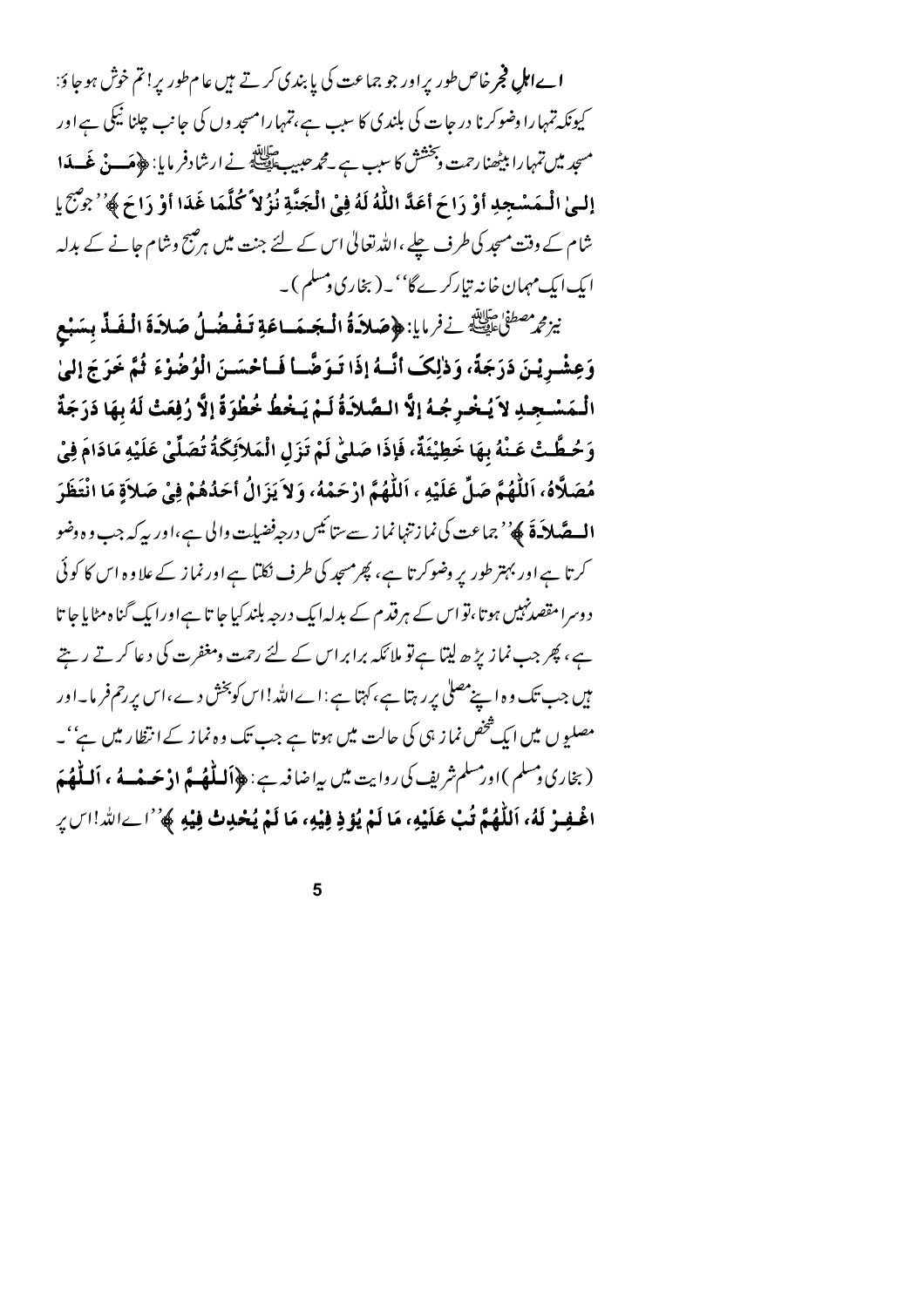**اے اہلِ فجر** خاص طور پر اور جو جماعت کی پابندی کرتے ہیں عام طور پر! تم خوش ہو جاؤ: کیونکہ تمہارا وضو کرنا درجات کی بلندی کا سبب ہے، تمہارا مسجدوں کی جانب چلنا نیکی ہے اور مسجد میں تمہارا بیٹھنا رحمت وبخشش کا سبب ہے۔ محمد حبیب ﷺ نے ارشاد فرمایا: ﴿**مَنْ غَدَا إِلىٰ الْمَسْجِدِ أَوْ رَاحَ أَعَدَّ اللّٰهُ لَهُ فِيْ الْجَنَّةِ نُزُلاً كُلَّمَا غَدَا أَوْ رَاحَ**﴾ ''جو صبح یا شام کے وقت مسجد کی طرف چلے، اللہ تعالیٰ اس کے لئے جنت میں ہر صبح وشام جانے کے بدلہ ایک ایک مہمان خانہ تیار کرے گا''۔ (بخاری ومسلم)۔

نیز محمد مصطفیٰ ﷺ نے فرمایا: ﴿**صَلاَةُ الْجَمَاعَةِ تَفْضُلُ صَلاَةَ الْفَذِّ بِسَبْعٍ وَعِشْرِيْنَ دَرَجَةً، وَذٰلِكَ أَنَّهُ إِذَا تَوَضَّأَ فَأَحْسَنَ الْوُضُوْءَ ثُمَّ خَرَجَ إِلىٰ الْمَسْجِدِ لاَ يُخْرِجُهُ إِلاَّ الصَّلاَةُ لَمْ يَخْطُ خُطْوَةً إِلاَّ رُفِعَتْ لَهُ بِهَا دَرَجَةٌ وَحُطَّتْ عَنْهُ بِهَا خَطِيْئَةٌ، فَإِذَا صَلىّٰ لَمْ تَزَلِ الْمَلاَئِكَةُ تُصَلِّيْ عَلَيْهِ مَادَامَ فِيْ مُصَلاَّهُ، اَللّٰهُمَّ صَلِّ عَلَيْهِ، اَللّٰهُمَّ ارْحَمْهُ، وَلاَ يَزَالُ أَحَدُهُمْ فِيْ صَلاَةٍ مَا انْتَظَرَ الصَّلاَةَ**﴾ ''جماعت کی نماز تنہا نماز سے ستائیس درجہ فضیلت والی ہے، اور یہ کہ جب وہ وضو کرتا ہے اور بہتر طور پر وضو کرتا ہے، پھر مسجد کی طرف نکلتا ہے اور نماز کے علاوہ اس کا کوئی دوسرا مقصد نہیں ہوتا، تو اس کے ہر قدم کے بدلہ ایک درجہ بلند کیا جاتا ہے اور ایک گناہ مٹایا جاتا ہے، پھر جب نماز پڑھ لیتا ہے تو ملائکہ برابر اس کے لئے رحمت ومغفرت کی دعا کرتے رہتے ہیں جب تک وہ اپنے مصلیٰ پر رہتا ہے، کہتا ہے: اے اللہ! اس کو بخش دے، اس پر رحم فرما۔ اور مصلیوں میں ایک شخص نماز ہی کی حالت میں ہوتا ہے جب تک وہ نماز کے انتظار میں ہے''۔ (بخاری ومسلم) اور مسلم شریف کی روایت میں یہ اضافہ ہے: ﴿**اَللّٰهُمَّ ارْحَمْهُ، اَللّٰهُمَّ اغْفِرْ لَهُ، اَللّٰهُمَّ تُبْ عَلَيْهِ، مَا لَمْ يُؤْذِ فِيْهِ، مَا لَمْ يُحْدِثْ فِيْهِ**﴾ ''اے اللہ! اس پر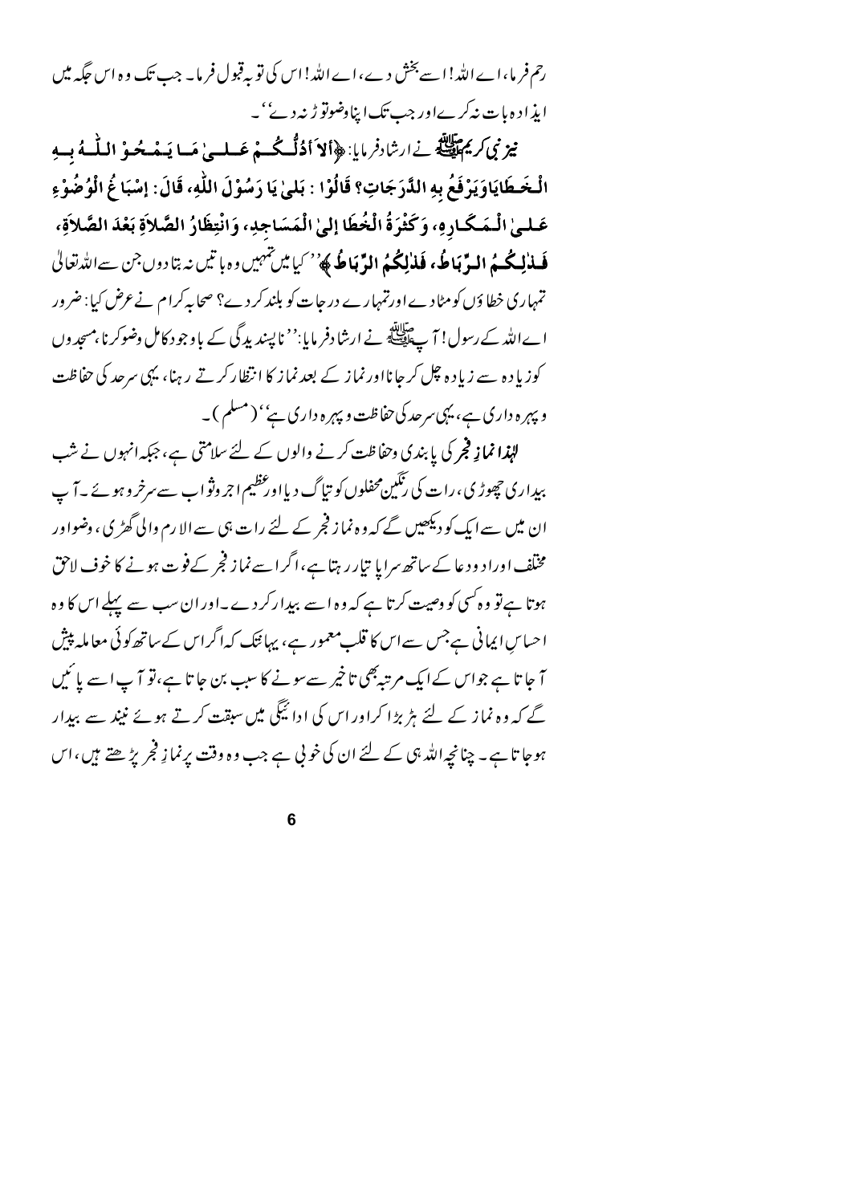رحم فرما، اے اللہ! اسے بخش دے، اے اللہ! اس کی توبہ قبول فرما۔ جب تک وہ اس جگہ میں ایذادہ بات نہ کرے اور جب تک اپنا وضو توڑ نہ دے''۔

**نیز نبی کریم ﷺ** نے ارشاد فرمایا: ﴿**أَلاَ أَدُلُّكُمْ عَلٰى مَا يَمْحُو اللّٰهُ بِهِ الْخَطَايَا وَيَرْفَعُ بِهِ الدَّرَجَاتِ؟ قَالُوْا : بَلٰى يَا رَسُوْلَ اللّٰهِ، قَالَ: إِسْبَاغُ الْوُضُوْءِ عَلٰى الْمَكَارِهِ، وَكَثْرَةُ الْخُطَا إِلٰى الْمَسَاجِدِ، وَانْتِظَارُ الصَّلاَةِ بَعْدَ الصَّلاَةِ، فَذٰلِكُمُ الرِّبَاطُ، فَذٰلِكُمُ الرِّبَاطُ**﴾ ''کیا میں تمہیں وہ باتیں نہ بتا دوں جن سے اللہ تعالیٰ تمہاری خطاؤں کو مٹا دے اور تمہارے درجات کو بلند کر دے؟ صحابہ کرام نے عرض کیا: ضرور اے اللہ کے رسول! آپ ﷺ نے ارشاد فرمایا: ''ناپسندیدگی کے باوجود کامل وضو کرنا، مسجدوں کو زیادہ سے زیادہ چل کر جانا اور نماز کے بعد نماز کا انتظار کرتے رہنا، یہی سرحد کی حفاظت و پہرہ داری ہے، یہی سرحد کی حفاظت و پہرہ داری ہے'' (مسلم)۔

**لہٰذا نمازِ فجر** کی پابندی وحفاظت کرنے والوں کے لئے سلامتی ہے، جبکہ انہوں نے شب بیداری چھوڑی، رات کی رنگین محفلوں کو تیاگ دیا اور عظیم اجر وثواب سے سرخرو ہوئے۔ آپ ان میں سے ایک کو دیکھیں گے کہ وہ نماز فجر کے لئے رات ہی سے الارم والی گھڑی، وضو اور مختلف اوراد و دعا کے ساتھ سراپا تیار رہتا ہے، اگر اسے نماز فجر کے فوت ہونے کا خوف لاحق ہوتا ہے تو وہ کسی کو وصیت کرتا ہے کہ وہ اسے بیدار کر دے۔ اور ان سب سے پہلے اس کا وہ احساسِ ایمانی ہے جس سے اس کا قلب معمور ہے، یہاں تک کہ اگر اس کے ساتھ کوئی معاملہ پیش آ جاتا ہے جو اس کے ایک مرتبہ بھی تاخیر سے سونے کا سبب بن جاتا ہے، تو آپ اسے پائیں گے کہ وہ نماز کے لئے ہڑبڑا کر اور اس کی ادائیگی میں سبقت کرتے ہوئے نیند سے بیدار ہو جاتا ہے۔ چنانچہ اللہ ہی کے لئے ان کی خوبی ہے جب وہ وقت پر نمازِ فجر پڑھتے ہیں، اس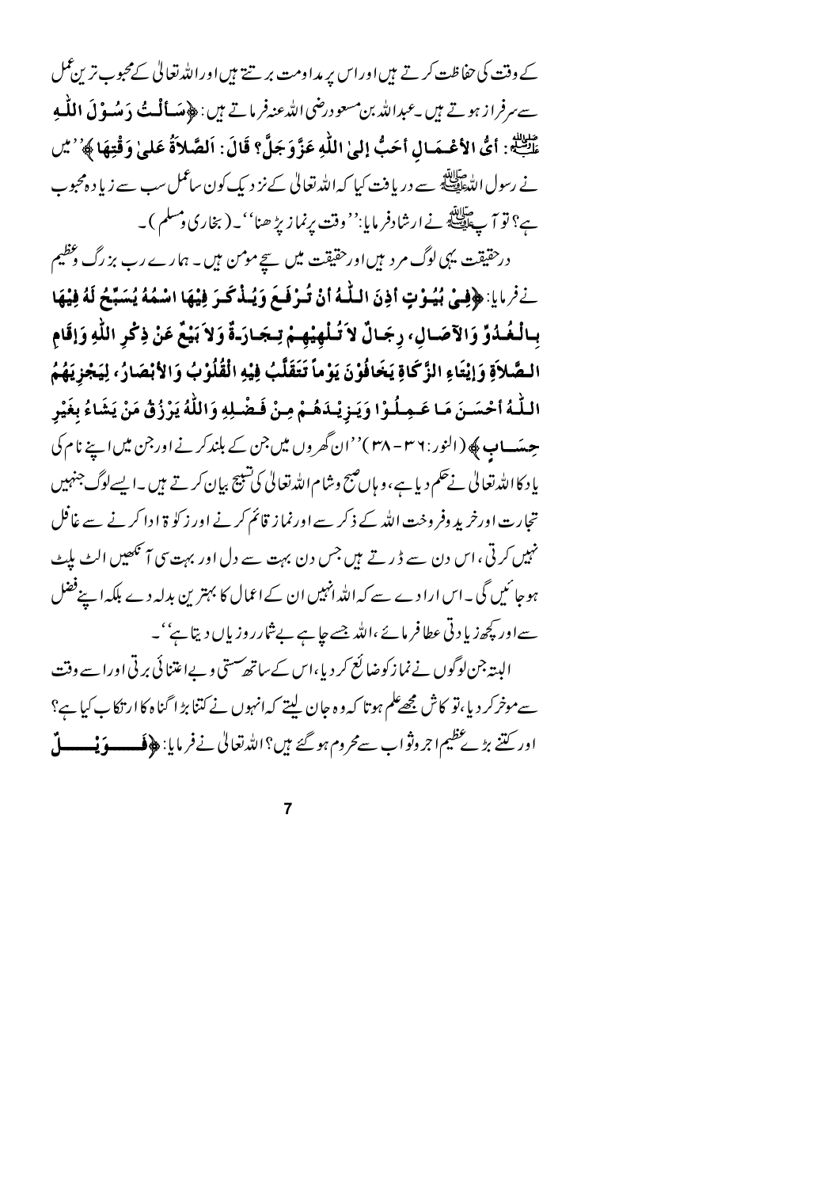کے وقت کی حفاظت کرتے ہیں اور اس پر مداومت برتتے ہیں اور اللہ تعالیٰ کے محبوب ترین عمل سے سرفراز ہوتے ہیں۔عبداللہ بن مسعود رضی اللہ عنہ فرماتے ہیں: ﴿**سَأَلْتُ رَسُوْلَ اللّٰهِ ﷺ: أَيُّ الأَعْمَالِ أَحَبُّ إِلىٰ اللّٰهِ عَزَّوَجَلَّ؟ قَالَ: اَلصَّلاَةُ عَلىٰ وَقْتِهَا**﴾ ''میں نے رسول اللہ ﷺ سے دریافت کیا کہ اللہ تعالیٰ کے نزدیک کون ساعمل سب سے زیادہ محبوب ہے؟ تو آپ ﷺ نے ارشادفرمایا: ''وقت پرنماز پڑھنا''۔(بخاری ومسلم)۔

درحقیقت یہی لوگ مرد ہیں اور حقیقت میں سچے مومن ہیں۔ ہمارے رب بزرگ وعظیم نے فرمایا: ﴿**فِيْ بُيُوْتٍ أَذِنَ اللّٰهُ أَنْ تُرْفَعَ وَيُذْكَرَ فِيْهَا اسْمُهُ يُسَبِّحُ لَهُ فِيْهَا بِالْغُدُوِّ وَالآصَالِ، رِجَالٌ لاَ تُلْهِيْهِمْ تِجَارَةٌ وَلاَ بَيْعٌ عَنْ ذِكْرِ اللّٰهِ وَإِقَامِ الصَّلاَةِ وَإِيْتَاءِ الزَّكَاةِ يَخَافُوْنَ يَوْماً تَتَقَلَّبُ فِيْهِ الْقُلُوْبُ وَالأَبْصَارُ، لِيَجْزِيَهُمُ اللّٰهُ أَحْسَنَ مَا عَمِلُوْا وَيَزِيْدَهُمْ مِنْ فَضْلِهِ وَاللّٰهُ يَرْزُقُ مَنْ يَشَاءُ بِغَيْرِ حِسَابٍ**﴾ (النور: ٣٦-٣٨) ''ان گھروں میں جن کے بلند کرنے اور جن میں اپنے نام کی یاد کا اللہ تعالیٰ نے حکم دیا ہے، وہاں صبح وشام اللہ تعالیٰ کی تسبیح بیان کرتے ہیں۔ایسے لوگ جنہیں تجارت اور خرید وفروخت اللہ کے ذکر سے اور نماز قائم کرنے اور زکوۃ ادا کرنے سے غافل نہیں کرتی، اس دن سے ڈرتے ہیں جس دن بہت سے دل اور بہت سی آنکھیں الٹ پلٹ ہوجائیں گی۔اس ارادے سے کہ اللہ انہیں ان کے اعمال کا بہترین بدلہ دے بلکہ اپنے فضل سے اور کچھ زیادتی عطا فرمائے، اللہ جسے چاہے بے شمار روزیاں دیتا ہے''۔

البتہ جن لوگوں نے نماز کو ضائع کردیا، اس کے ساتھ سستی وبے اعتنائی برتی اور اسے وقت سے موخر کردیا، تو کاش مجھے علم ہوتا کہ وہ جان لیتے کہ انہوں نے کتنا بڑا گناہ کا ارتکاب کیا ہے؟ اور کتنے بڑے عظیم اجر وثواب سے محروم ہوگئے ہیں؟ اللہ تعالیٰ نے فرمایا: ﴿**فَوَيْلٌ**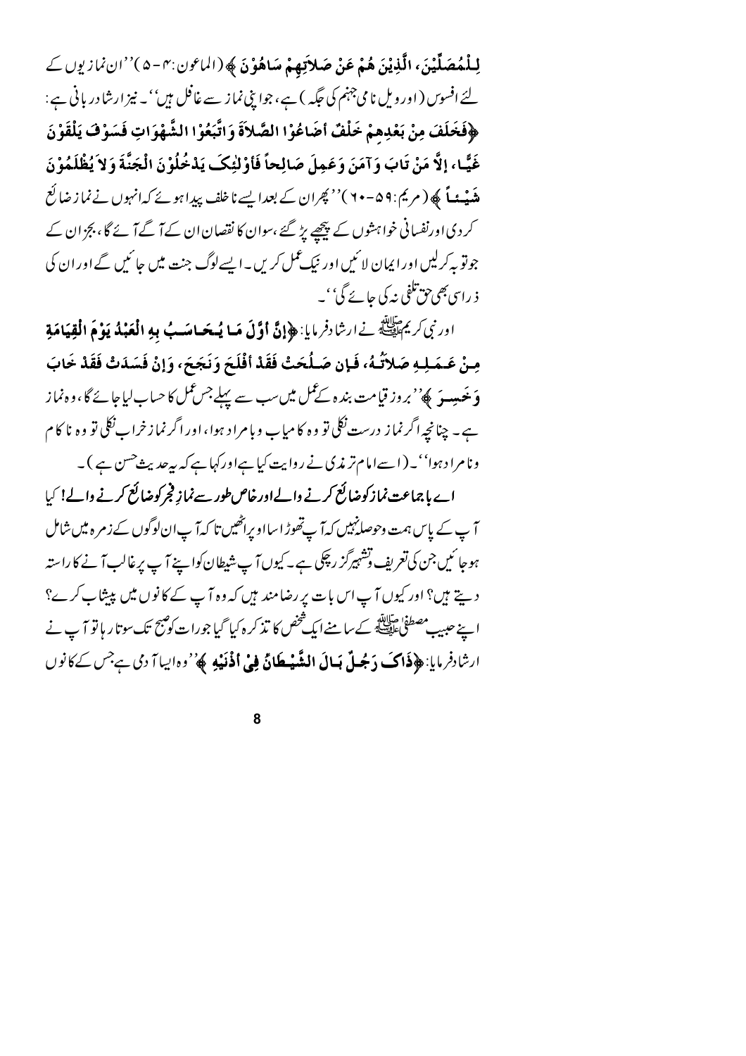لِلْمُصَلِّيْنَ، الَّذِيْنَ هُمْ عَنْ صَلاَتِهِمْ سَاهُوْنَ ﴾ (الماعون: ۴-۵) ''ان نمازیوں کے لئے افسوس (اور ویل نامی جہنم کی جگہ) ہے، جو اپنی نماز سے غافل ہیں''۔ نیز ارشاد ربانی ہے: **﴿فَخَلَفَ مِنْ بَعْدِهِمْ خَلْفٌ أَضَاعُوْا الصَّلاَةَ وَاتَّبَعُوْا الشَّهْوَاتِ فَسَوْفَ يَلْقَوْنَ غَيًّا، إِلاَّ مَنْ تَابَ وَآمَنَ وَعَمِلَ صَالِحاً فَأُوْلٰئِكَ يَدْخُلُوْنَ الْجَنَّةَ وَلاَ يُظْلَمُوْنَ شَيْئاً﴾** (مریم: ۵۹-۶۰) ''پھر ان کے بعد ایسے ناخلف پیدا ہوئے کہ انہوں نے نماز ضائع کر دی اور نفسانی خواہشوں کے پیچھے پڑ گئے، سوان کا نقصان ان کے آگے آئے گا، بجز ان کے جو توبہ کرلیں اور ایمان لائیں اور نیک عمل کریں۔ ایسے لوگ جنت میں جائیں گے اور ان کی ذرا سی بھی حق تلفی نہ کی جائے گی''۔

اور نبی کریم ﷺ نے ارشاد فرمایا: **﴿إِنَّ أَوَّلَ مَا يُحَاسَبُ بِهِ الْعَبْدُ يَوْمَ الْقِيَامَةِ مِنْ عَمَلِهِ صَلاَتُهُ، فَإِنْ صَلُحَتْ فَقَدْ أَفْلَحَ وَنَجَحَ، وَإِنْ فَسَدَتْ فَقَدْ خَابَ وَخَسِرَ﴾** ''بروز قیامت بندہ کے عمل میں سب سے پہلے جس عمل کا حساب لیا جائے گا، وہ نماز ہے۔ چنانچہ اگر نماز درست نکلی تو وہ کامیاب و بامراد ہوا، اور اگر نماز خراب نکلی تو وہ ناکام و نامراد ہوا''۔ (اسے امام ترمذی نے روایت کیا ہے اور کہا ہے کہ یہ حدیث حسن ہے)۔

**اے باجماعت نماز کو ضائع کرنے والے اور خاص طور سے نماز فجر کو ضائع کرنے والے!** کیا آپ کے پاس ہمت و حوصلہ نہیں کہ آپ تھوڑا سا اوپر اٹھیں تا کہ آپ ان لوگوں کے زمرہ میں شامل ہو جائیں جن کی تعریف و تشہیر گزر چکی ہے۔ کیوں آپ شیطان کو اپنے آپ پر غالب آنے کا راستہ دیتے ہیں؟ اور کیوں آپ اس بات پر رضامند ہیں کہ وہ آپ کے کانوں میں پیشاب کرے؟ اپنے حبیب مصطفیٰ ﷺ کے سامنے ایک شخص کا تذکرہ کیا گیا جو رات کو صبح تک سوتا رہا تو آپ نے ارشاد فرمایا: **﴿ذَاكَ رَجُلٌ بَالَ الشَّيْطَانُ فِيْ أُذُنَيْهِ﴾** ''وہ ایسا آدمی ہے جس کے کانوں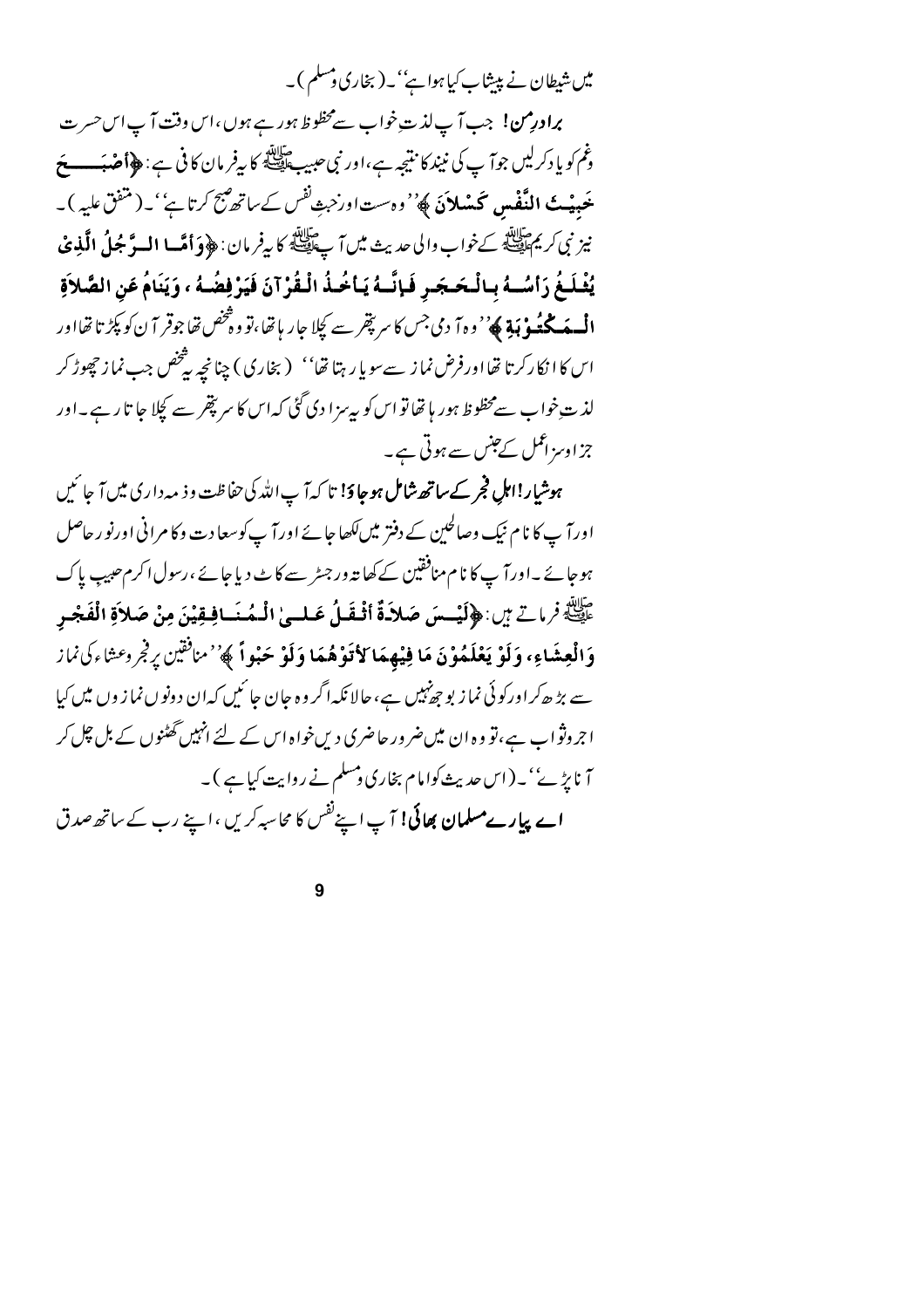میں شیطان نے پیشاب کیا ہوا ہے''۔ (بخاری ومسلم)۔

**برادرمن!** جب آپ لذتِ خواب سے محظوظ ہورہے ہوں، اس وقت آپ اس حسرت وغم کو یاد کرلیں جو آپ کی نیند کا نتیجہ ہے، اور نبی حبیب ﷺ کا یہ فرمان کافی ہے: **﴿أصْبَحَ خَبِيْثَ النَّفْسِ كَسْلَانَ﴾** ''وہ سست اور خبثِ نفس کے ساتھ صبح کرتا ہے''۔ (متفق علیہ)۔

نیز نبی کریم ﷺ کے خواب والی حدیث میں آپ ﷺ کا یہ فرمان: **﴿وَأَمَّا الرَّجُلُ الَّذِيْ يُثْلَغُ رَأسُهُ بِالْحَجَرِ فَإنَّهُ يَأخُذُ الْقُرْآنَ فَيَرْفِضُهُ ، وَيَنَامُ عَنِ الصَّلاةِ الْمَكْتُوْبَةِ﴾** ''وہ آدمی جس کا سر پتھر سے کچلا جارہا تھا، تو وہ شخص تھا جو قرآن کو پکڑتا تھا اور اس کا انکار کرتا تھا اور فرض نماز سے سویا رہتا تھا'' (بخاری) چنانچہ یہ شخص جب نماز چھوڑ کر لذتِ خواب سے محظوظ ہورہا تھا تو اس کو یہ سزا دی گئی کہ اس کا سر پتھر سے کچلا جاتا رہے۔ اور جزا وسزا عمل کے جنس سے ہوتی ہے۔

**ہوشیار! اہلِ فجر کے ساتھ شامل ہوجاؤ!** تاکہ آپ اللہ کی حفاظت وذمہ داری میں آجائیں اور آپ کا نام نیک وصالحین کے دفتر میں لکھا جائے اور آپ کو سعادت وکامرانی اور نور حاصل ہوجائے۔ اور آپ کا نام منافقین کے کھاتہ ورجسٹر سے کاٹ دیا جائے، رسول اکرم حبیب پاک ﷺ فرماتے ہیں: **﴿لَيْسَ صَلاةٌ أثْقَلُ عَلَىٰ الْمُنَافِقِيْنَ مِنْ صَلاةِ الْفَجْرِ وَالْعِشَاءِ، وَلَوْ يَعْلَمُوْنَ مَا فِيْهِمَا لأتَوْهُمَا وَلَوْ حَبْواً﴾** ''منافقین پر فجر وعشاء کی نماز سے بڑھ کر اور کوئی نماز بوجھ نہیں ہے، حالانکہ اگر وہ جان جائیں کہ ان دونوں نمازوں میں کیا اجر وثواب ہے، تو وہ ان میں ضرور حاضری دیں خواہ اس کے لئے انہیں گھٹنوں کے بل چل کر آنا پڑے''۔ (اس حدیث کو امام بخاری ومسلم نے روایت کیا ہے)۔

**اے پیارے مسلمان بھائی!** آپ اپنے نفس کا محاسبہ کریں، اپنے رب کے ساتھ صدق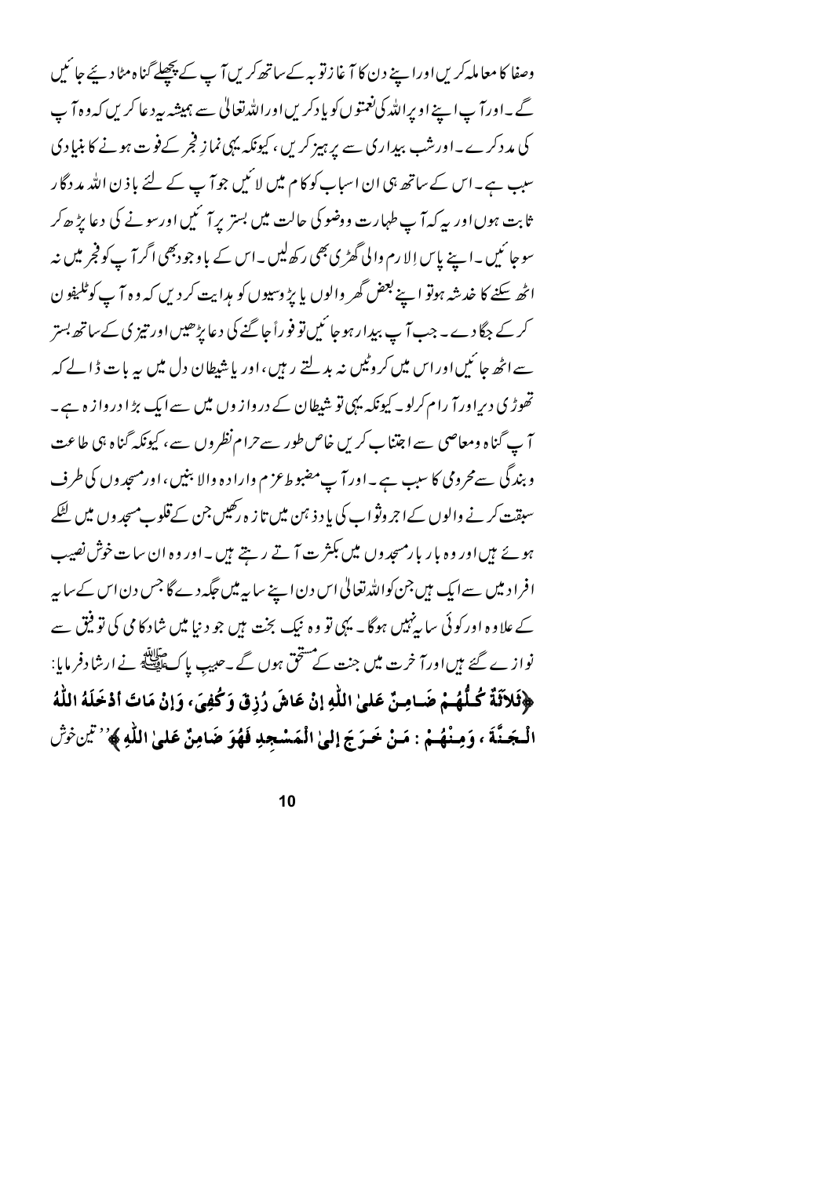وصفا کا معاملہ کریں اور اپنے دن کا آغاز توبہ کے ساتھ کریں آپ کے پچھلے گناہ مٹا دیئے جائیں گے۔ اور آپ اپنے اوپر اللہ کی نعمتوں کو یاد کریں اور اللہ تعالیٰ سے ہمیشہ یہ دعا کریں کہ وہ آپ کی مدد کرے۔ اور شب بیداری سے پرہیز کریں، کیونکہ یہی نمازِ فجر کے فوت ہونے کا بنیادی سبب ہے۔ اس کے ساتھ ہی ان اسباب کو کام میں لائیں جو آپ کے لئے باذن اللہ مددگار ثابت ہوں اور یہ کہ آپ طہارت و وضو کی حالت میں بستر پر آئیں اور سونے کی دعا پڑھ کر سو جائیں۔ اپنے پاس اِلارم والی گھڑی بھی رکھ لیں۔ اس کے باوجود بھی اگر آپ کو فجر میں نہ اٹھ سکنے کا خدشہ ہو تو اپنے بعض گھر والوں یا پڑوسیوں کو ہدایت کر دیں کہ وہ آپ کو ٹیلیفون کر کے جگا دے۔ جب آپ بیدار ہو جائیں تو فوراً جاگنے کی دعا پڑھیں اور تیزی کے ساتھ بستر سے اٹھ جائیں اور اس میں کروٹیں نہ بدلتے رہیں، اور یا شیطان دل میں یہ بات ڈالے کہ تھوڑی دیر اور آرام کرلو۔ کیونکہ یہی تو شیطان کے دروازوں میں سے ایک بڑا دروازہ ہے۔ آپ گناہ و معاصی سے اجتناب کریں خاص طور سے حرام نظروں سے، کیونکہ گناہ ہی طاعت و بندگی سے محرومی کا سبب ہے۔ اور آپ مضبوط عزم و ارادہ والا بنیں، اور مسجدوں کی طرف سبقت کرنے والوں کے اجر و ثواب کی یاد ذہن میں تازہ رکھیں جن کے قلوب مسجدوں میں لٹکے ہوئے ہیں اور وہ بار بار مسجدوں میں بکثرت آتے رہتے ہیں۔ اور وہ ان سات خوش نصیب افراد میں سے ایک ہیں جن کو اللہ تعالیٰ اس دن اپنے سایہ میں جگہ دے گا جس دن اس کے سایہ کے علاوہ اور کوئی سایہ نہیں ہوگا۔ یہی تو وہ نیک بخت ہیں جو دنیا میں شادکامی کی توفیق سے نوازے گئے ہیں اور آخرت میں جنت کے مستحق ہوں گے۔ حبیبِ پاک ﷺ نے ارشاد فرمایا:

**﴿ثَلاَثَةٌ كُلُّهُمْ ضَامِنٌ عَلىٰ اللّٰهِ إِنْ عَاشَ رُزِقَ وَكُفِيَ، وَإِنْ مَاتَ أَدْخَلَهُ اللّٰهُ الْجَنَّةَ، وَمِنْهُمْ : مَنْ خَرَجَ إِلىٰ الْمَسْجِدِ فَهُوَ ضَامِنٌ عَلىٰ اللّٰهِ﴾** ''تین خوش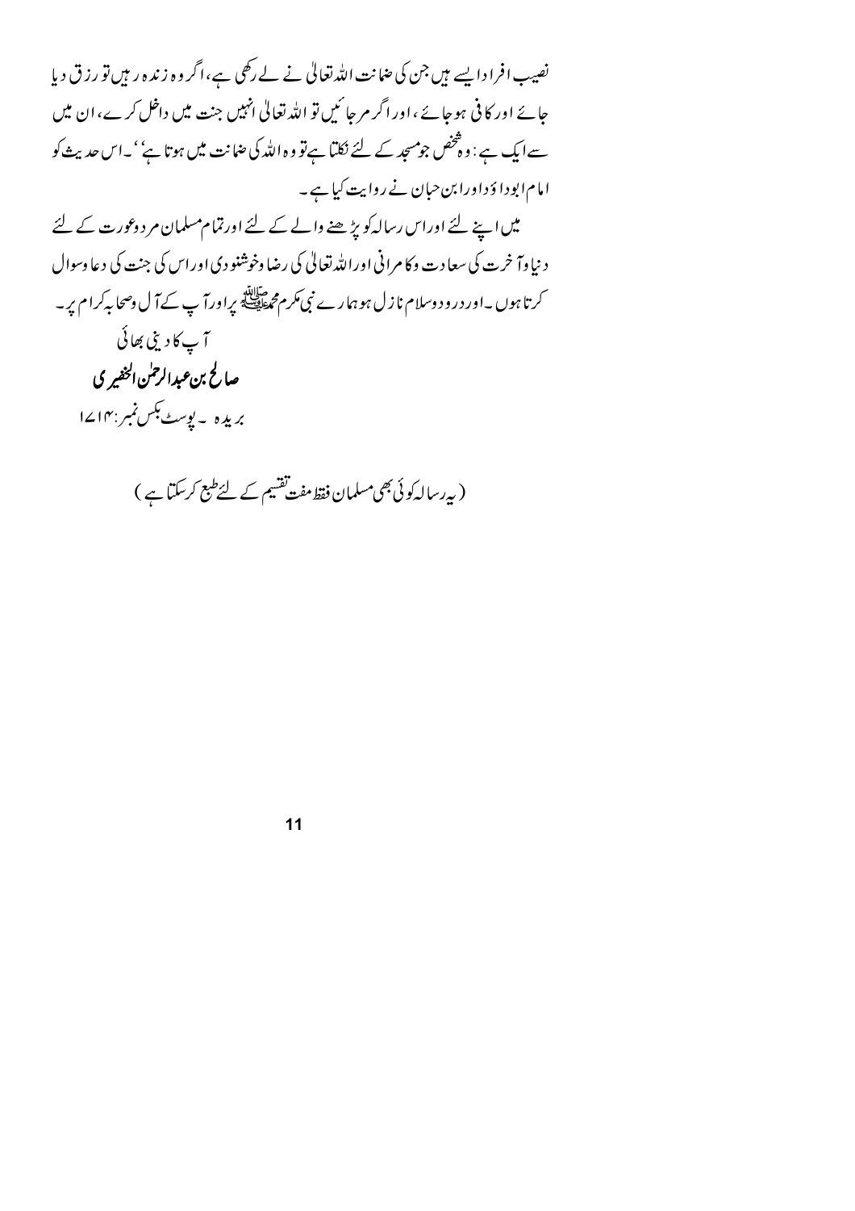نصیب افراد ایسے ہیں جن کی ضمانت اللہ تعالیٰ نے لے رکھی ہے، اگر وہ زندہ رہیں تو رزق دیا جائے اور کافی ہو جائے، اور اگر مر جائیں تو اللہ تعالیٰ انہیں جنت میں داخل کرے، ان میں سے ایک ہے: وہ شخص جو مسجد کے لئے نکلتا ہے تو وہ اللہ کی ضمانت میں ہوتا ہے''۔ اس حدیث کو امام ابوداؤد اور ابن حبان نے روایت کیا ہے۔

میں اپنے لئے اور اس رسالہ کو پڑھنے والے کے لئے اور تمام مسلمان مرد و عورت کے لئے دنیا و آخرت کی سعادت و کامرانی اور اللہ تعالیٰ کی رضا و خوشنودی اور اس کی جنت کی دعا و سوال کرتا ہوں۔ اور درود و سلام نازل ہو ہمارے نبی مکرم محمد ﷺ پر اور آپ کے آل و صحابہ کرام پر۔

آپ کا دینی بھائی

**صالح بن عبدالرحمٰن الخضیری**

بریدہ۔ پوسٹ بکس نمبر: ۱۷۱۴

(یہ رسالہ کوئی بھی مسلمان فقط مفت تقسیم کے لئے طبع کر سکتا ہے)